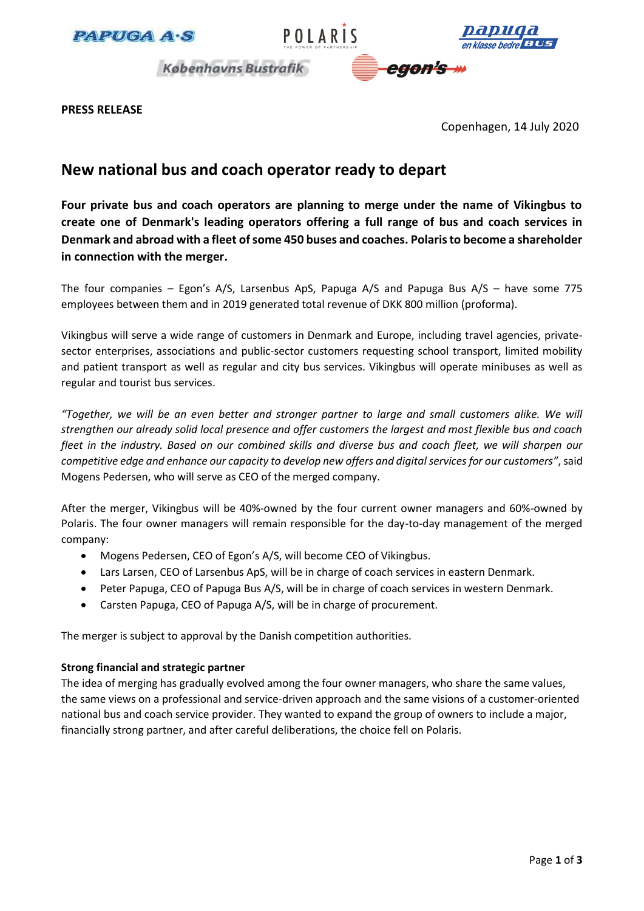**PRESS RELEASE**

Copenhagen, 14 July 2020

# New national bus and coach operator ready to depart

**Four private bus and coach operators are planning to merge under the name of Vikingbus to create one of Denmark's leading operators offering a full range of bus and coach services in Denmark and abroad with a fleet of some 450 buses and coaches. Polaris to become a shareholder in connection with the merger.**

The four companies – Egon's A/S, Larsenbus ApS, Papuga A/S and Papuga Bus A/S – have some 775 employees between them and in 2019 generated total revenue of DKK 800 million (proforma).

Vikingbus will serve a wide range of customers in Denmark and Europe, including travel agencies, private-sector enterprises, associations and public-sector customers requesting school transport, limited mobility and patient transport as well as regular and city bus services. Vikingbus will operate minibuses as well as regular and tourist bus services.

*"Together, we will be an even better and stronger partner to large and small customers alike. We will strengthen our already solid local presence and offer customers the largest and most flexible bus and coach fleet in the industry. Based on our combined skills and diverse bus and coach fleet, we will sharpen our competitive edge and enhance our capacity to develop new offers and digital services for our customers"*, said Mogens Pedersen, who will serve as CEO of the merged company.

After the merger, Vikingbus will be 40%-owned by the four current owner managers and 60%-owned by Polaris. The four owner managers will remain responsible for the day-to-day management of the merged company:

- Mogens Pedersen, CEO of Egon's A/S, will become CEO of Vikingbus.
- Lars Larsen, CEO of Larsenbus ApS, will be in charge of coach services in eastern Denmark.
- Peter Papuga, CEO of Papuga Bus A/S, will be in charge of coach services in western Denmark.
- Carsten Papuga, CEO of Papuga A/S, will be in charge of procurement.

The merger is subject to approval by the Danish competition authorities.

**Strong financial and strategic partner**

The idea of merging has gradually evolved among the four owner managers, who share the same values, the same views on a professional and service-driven approach and the same visions of a customer-oriented national bus and coach service provider. They wanted to expand the group of owners to include a major, financially strong partner, and after careful deliberations, the choice fell on Polaris.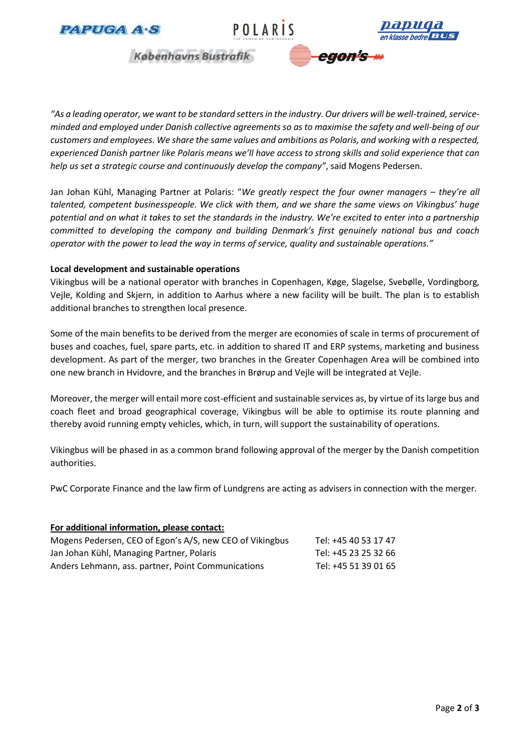*"As a leading operator, we want to be standard setters in the industry. Our drivers will be well-trained, service-minded and employed under Danish collective agreements so as to maximise the safety and well-being of our customers and employees. We share the same values and ambitions as Polaris, and working with a respected, experienced Danish partner like Polaris means we'll have access to strong skills and solid experience that can help us set a strategic course and continuously develop the company"*, said Mogens Pedersen.

Jan Johan Kühl, Managing Partner at Polaris: "*We greatly respect the four owner managers – they're all talented, competent businesspeople. We click with them, and we share the same views on Vikingbus' huge potential and on what it takes to set the standards in the industry. We're excited to enter into a partnership committed to developing the company and building Denmark's first genuinely national bus and coach operator with the power to lead the way in terms of service, quality and sustainable operations."*

**Local development and sustainable operations**

Vikingbus will be a national operator with branches in Copenhagen, Køge, Slagelse, Svebølle, Vordingborg, Vejle, Kolding and Skjern, in addition to Aarhus where a new facility will be built. The plan is to establish additional branches to strengthen local presence.

Some of the main benefits to be derived from the merger are economies of scale in terms of procurement of buses and coaches, fuel, spare parts, etc. in addition to shared IT and ERP systems, marketing and business development. As part of the merger, two branches in the Greater Copenhagen Area will be combined into one new branch in Hvidovre, and the branches in Brørup and Vejle will be integrated at Vejle.

Moreover, the merger will entail more cost-efficient and sustainable services as, by virtue of its large bus and coach fleet and broad geographical coverage, Vikingbus will be able to optimise its route planning and thereby avoid running empty vehicles, which, in turn, will support the sustainability of operations.

Vikingbus will be phased in as a common brand following approval of the merger by the Danish competition authorities.

PwC Corporate Finance and the law firm of Lundgrens are acting as advisers in connection with the merger.

**For additional information, please contact:**

| | |
|---|---|
| Mogens Pedersen, CEO of Egon's A/S, new CEO of Vikingbus | Tel: +45 40 53 17 47 |
| Jan Johan Kühl, Managing Partner, Polaris | Tel: +45 23 25 32 66 |
| Anders Lehmann, ass. partner, Point Communications | Tel: +45 51 39 01 65 |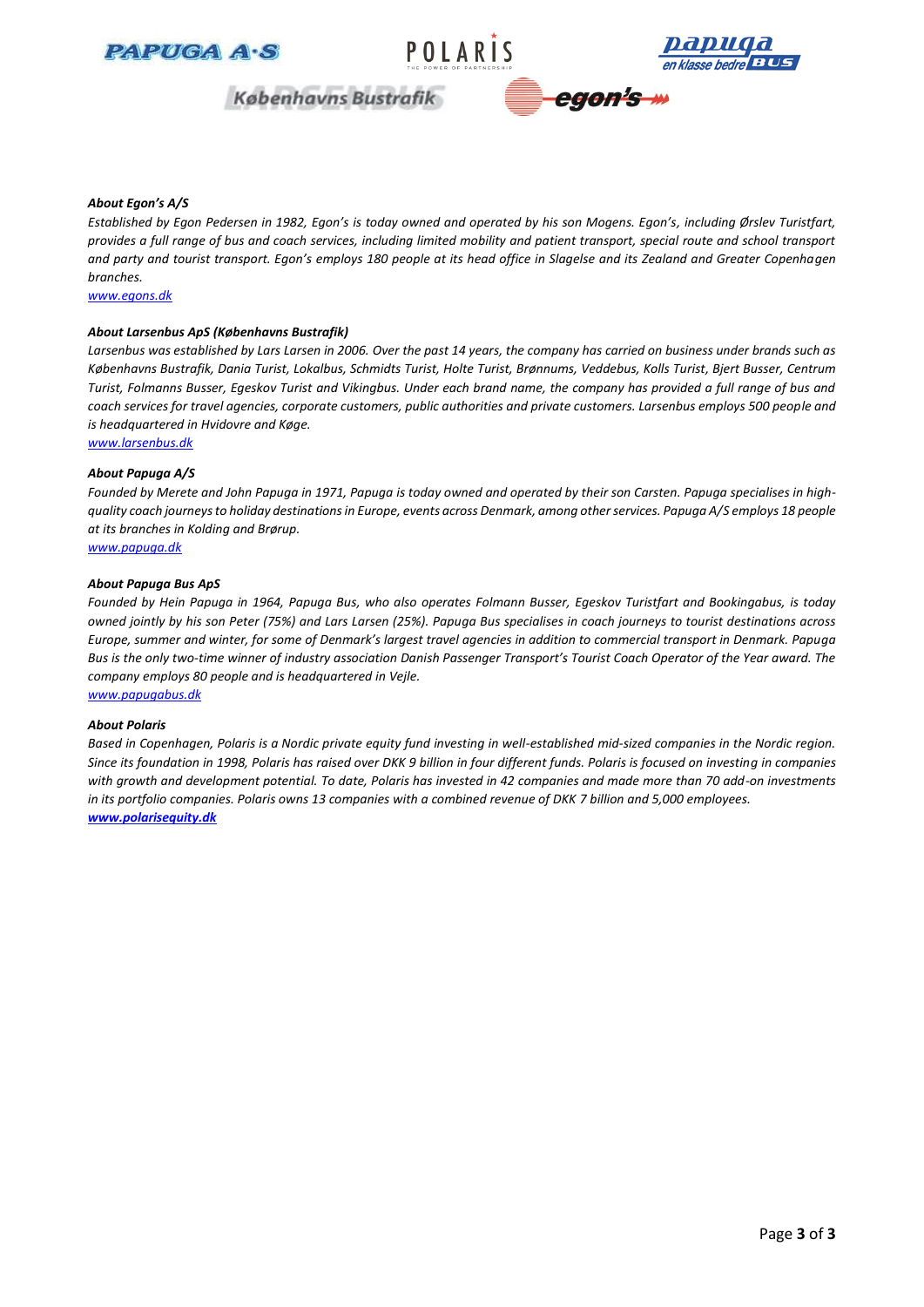***About Egon's A/S***

*Established by Egon Pedersen in 1982, Egon's is today owned and operated by his son Mogens. Egon's, including Ørslev Turistfart, provides a full range of bus and coach services, including limited mobility and patient transport, special route and school transport and party and tourist transport. Egon's employs 180 people at its head office in Slagelse and its Zealand and Greater Copenhagen branches.*

*[www.egons.dk](http://www.egons.dk)*

***About Larsenbus ApS (Københavns Bustrafik)***

*Larsenbus was established by Lars Larsen in 2006. Over the past 14 years, the company has carried on business under brands such as Københavns Bustrafik, Dania Turist, Lokalbus, Schmidts Turist, Holte Turist, Brønnums, Veddebus, Kolls Turist, Bjert Busser, Centrum Turist, Folmanns Busser, Egeskov Turist and Vikingbus. Under each brand name, the company has provided a full range of bus and coach services for travel agencies, corporate customers, public authorities and private customers. Larsenbus employs 500 people and is headquartered in Hvidovre and Køge.*

*[www.larsenbus.dk](http://www.larsenbus.dk)*

***About Papuga A/S***

*Founded by Merete and John Papuga in 1971, Papuga is today owned and operated by their son Carsten. Papuga specialises in high-quality coach journeys to holiday destinations in Europe, events across Denmark, among other services. Papuga A/S employs 18 people at its branches in Kolding and Brørup.*

*[www.papuga.dk](http://www.papuga.dk)*

***About Papuga Bus ApS***

*Founded by Hein Papuga in 1964, Papuga Bus, who also operates Folmann Busser, Egeskov Turistfart and Bookingabus, is today owned jointly by his son Peter (75%) and Lars Larsen (25%). Papuga Bus specialises in coach journeys to tourist destinations across Europe, summer and winter, for some of Denmark's largest travel agencies in addition to commercial transport in Denmark. Papuga Bus is the only two-time winner of industry association Danish Passenger Transport's Tourist Coach Operator of the Year award. The company employs 80 people and is headquartered in Vejle.*

*[www.papugabus.dk](http://www.papugabus.dk)*

***About Polaris***

*Based in Copenhagen, Polaris is a Nordic private equity fund investing in well-established mid-sized companies in the Nordic region. Since its foundation in 1998, Polaris has raised over DKK 9 billion in four different funds. Polaris is focused on investing in companies with growth and development potential. To date, Polaris has invested in 42 companies and made more than 70 add-on investments in its portfolio companies. Polaris owns 13 companies with a combined revenue of DKK 7 billion and 5,000 employees.*

***[www.polarisequity.dk](http://www.polarisequity.dk)***